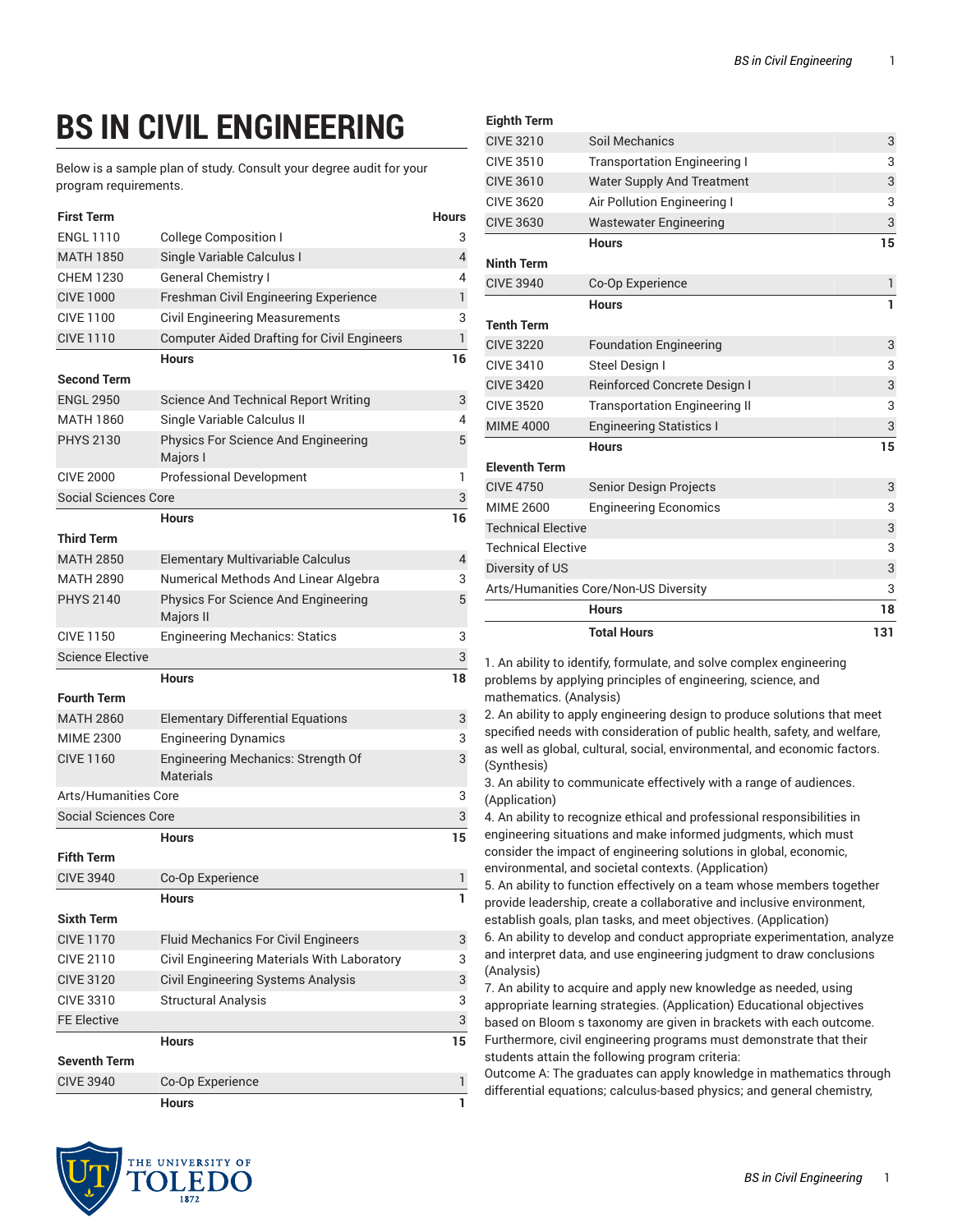# BS IN CIVIL ENGINEERING

Below is a sample plan of study. Consult your degree audit for your program requirements.

| First Term | | Hours |
|---|---|---|
| ENGL 1110 | College Composition I | 3 |
| MATH 1850 | Single Variable Calculus I | 4 |
| CHEM 1230 | General Chemistry I | 4 |
| CIVE 1000 | Freshman Civil Engineering Experience | 1 |
| CIVE 1100 | Civil Engineering Measurements | 3 |
| CIVE 1110 | Computer Aided Drafting for Civil Engineers | 1 |
| | **Hours** | **16** |
| **Second Term** | | |
| ENGL 2950 | Science And Technical Report Writing | 3 |
| MATH 1860 | Single Variable Calculus II | 4 |
| PHYS 2130 | Physics For Science And Engineering Majors I | 5 |
| CIVE 2000 | Professional Development | 1 |
| Social Sciences Core | | 3 |
| | **Hours** | **16** |
| **Third Term** | | |
| MATH 2850 | Elementary Multivariable Calculus | 4 |
| MATH 2890 | Numerical Methods And Linear Algebra | 3 |
| PHYS 2140 | Physics For Science And Engineering Majors II | 5 |
| CIVE 1150 | Engineering Mechanics: Statics | 3 |
| Science Elective | | 3 |
| | **Hours** | **18** |
| **Fourth Term** | | |
| MATH 2860 | Elementary Differential Equations | 3 |
| MIME 2300 | Engineering Dynamics | 3 |
| CIVE 1160 | Engineering Mechanics: Strength Of Materials | 3 |
| Arts/Humanities Core | | 3 |
| Social Sciences Core | | 3 |
| | **Hours** | **15** |
| **Fifth Term** | | |
| CIVE 3940 | Co-Op Experience | 1 |
| | **Hours** | **1** |
| **Sixth Term** | | |
| CIVE 1170 | Fluid Mechanics For Civil Engineers | 3 |
| CIVE 2110 | Civil Engineering Materials With Laboratory | 3 |
| CIVE 3120 | Civil Engineering Systems Analysis | 3 |
| CIVE 3310 | Structural Analysis | 3 |
| FE Elective | | 3 |
| | **Hours** | **15** |
| **Seventh Term** | | |
| CIVE 3940 | Co-Op Experience | 1 |
| | **Hours** | **1** |
| **Eighth Term** | | |
| CIVE 3210 | Soil Mechanics | 3 |
| CIVE 3510 | Transportation Engineering I | 3 |
| CIVE 3610 | Water Supply And Treatment | 3 |
| CIVE 3620 | Air Pollution Engineering I | 3 |
| CIVE 3630 | Wastewater Engineering | 3 |
| | **Hours** | **15** |
| **Ninth Term** | | |
| CIVE 3940 | Co-Op Experience | 1 |
| | **Hours** | **1** |
| **Tenth Term** | | |
| CIVE 3220 | Foundation Engineering | 3 |
| CIVE 3410 | Steel Design I | 3 |
| CIVE 3420 | Reinforced Concrete Design I | 3 |
| CIVE 3520 | Transportation Engineering II | 3 |
| MIME 4000 | Engineering Statistics I | 3 |
| | **Hours** | **15** |
| **Eleventh Term** | | |
| CIVE 4750 | Senior Design Projects | 3 |
| MIME 2600 | Engineering Economics | 3 |
| Technical Elective | | 3 |
| Technical Elective | | 3 |
| Diversity of US | | 3 |
| Arts/Humanities Core/Non-US Diversity | | 3 |
| | **Hours** | **18** |
| | **Total Hours** | **131** |

1. An ability to identify, formulate, and solve complex engineering problems by applying principles of engineering, science, and mathematics. (Analysis)
2. An ability to apply engineering design to produce solutions that meet specified needs with consideration of public health, safety, and welfare, as well as global, cultural, social, environmental, and economic factors. (Synthesis)
3. An ability to communicate effectively with a range of audiences. (Application)
4. An ability to recognize ethical and professional responsibilities in engineering situations and make informed judgments, which must consider the impact of engineering solutions in global, economic, environmental, and societal contexts. (Application)
5. An ability to function effectively on a team whose members together provide leadership, create a collaborative and inclusive environment, establish goals, plan tasks, and meet objectives. (Application)
6. An ability to develop and conduct appropriate experimentation, analyze and interpret data, and use engineering judgment to draw conclusions (Analysis)
7. An ability to acquire and apply new knowledge as needed, using appropriate learning strategies. (Application) Educational objectives based on Bloom s taxonomy are given in brackets with each outcome. Furthermore, civil engineering programs must demonstrate that their students attain the following program criteria:

Outcome A: The graduates can apply knowledge in mathematics through differential equations; calculus-based physics; and general chemistry,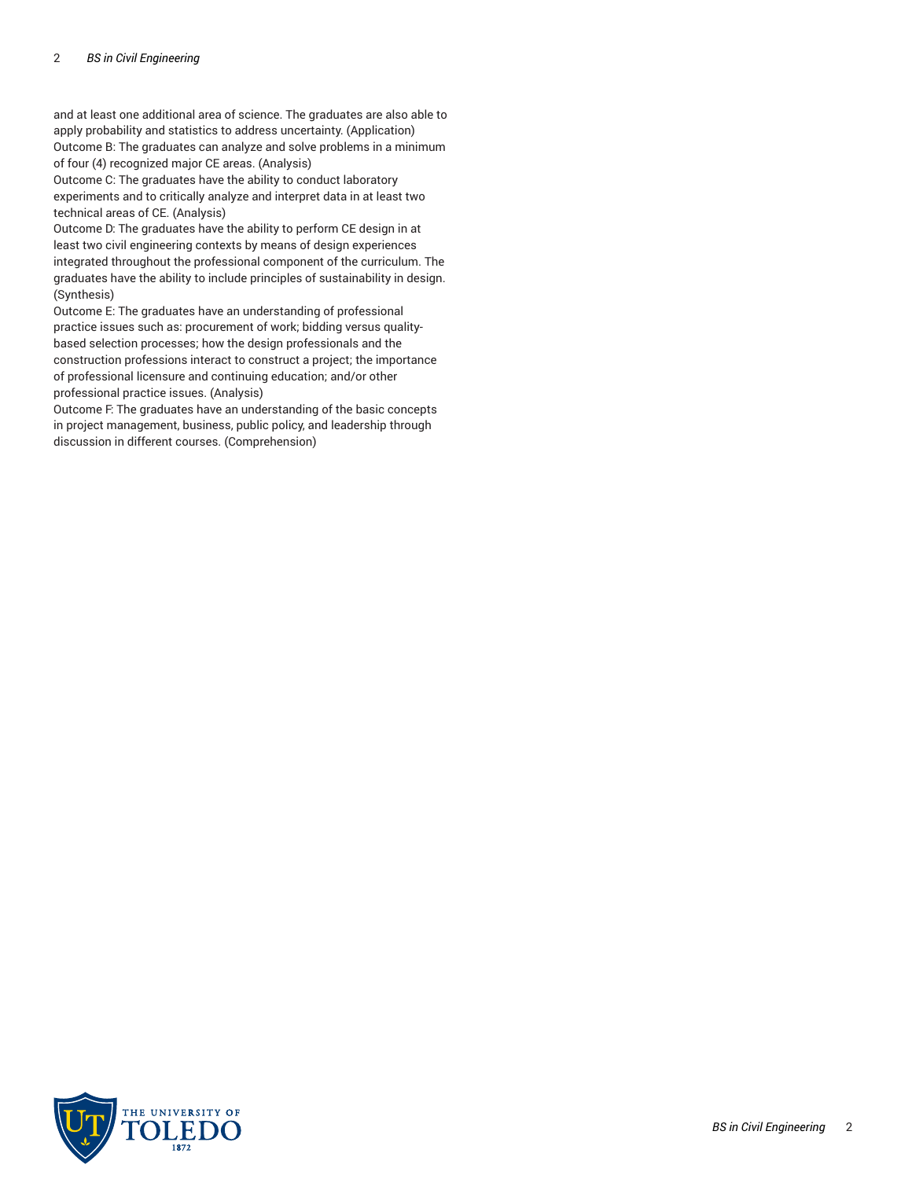and at least one additional area of science. The graduates are also able to apply probability and statistics to address uncertainty. (Application)
Outcome B: The graduates can analyze and solve problems in a minimum of four (4) recognized major CE areas. (Analysis)
Outcome C: The graduates have the ability to conduct laboratory experiments and to critically analyze and interpret data in at least two technical areas of CE. (Analysis)
Outcome D: The graduates have the ability to perform CE design in at least two civil engineering contexts by means of design experiences integrated throughout the professional component of the curriculum. The graduates have the ability to include principles of sustainability in design. (Synthesis)
Outcome E: The graduates have an understanding of professional practice issues such as: procurement of work; bidding versus quality-based selection processes; how the design professionals and the construction professions interact to construct a project; the importance of professional licensure and continuing education; and/or other professional practice issues. (Analysis)
Outcome F: The graduates have an understanding of the basic concepts in project management, business, public policy, and leadership through discussion in different courses. (Comprehension)